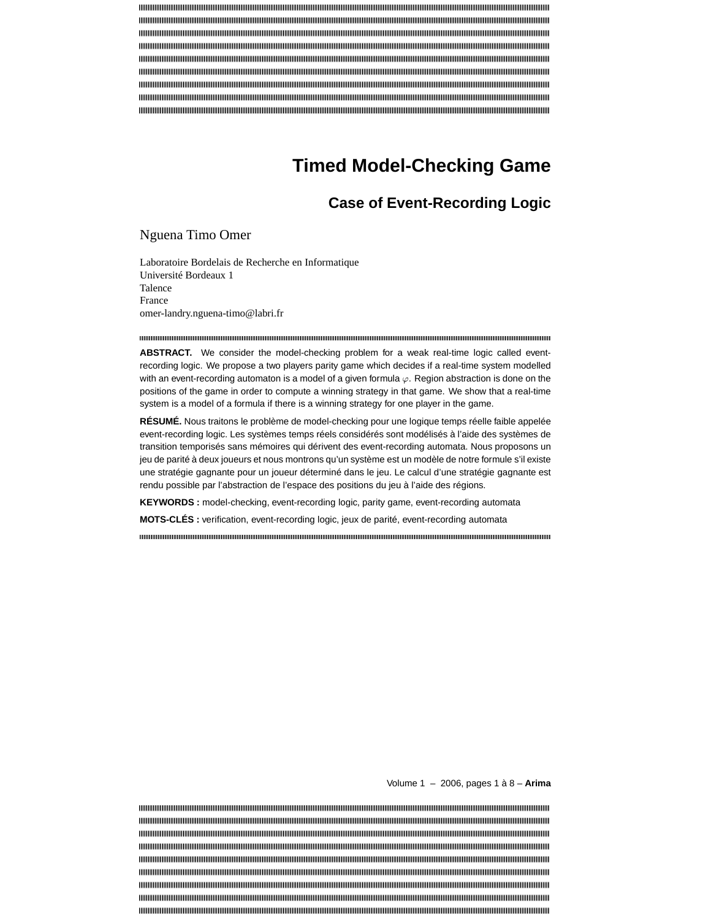# Timed Model-Checking Game

## Case of Event-Recording Logic

Nguena Timo Omer

Laboratoire Bordelais de Recherche en Informatique
Université Bordeaux 1
Talence
France
omer-landry.nguena-timo@labri.fr

**ABSTRACT.** We consider the model-checking problem for a weak real-time logic called event-recording logic. We propose a two players parity game which decides if a real-time system modelled with an event-recording automaton is a model of a given formula $\varphi$. Region abstraction is done on the positions of the game in order to compute a winning strategy in that game. We show that a real-time system is a model of a formula if there is a winning strategy for one player in the game.

**RÉSUMÉ.** Nous traitons le problème de model-checking pour une logique temps réelle faible appelée event-recording logic. Les systèmes temps réels considérés sont modélisés à l'aide des systèmes de transition temporisés sans mémoires qui dérivent des event-recording automata. Nous proposons un jeu de parité à deux joueurs et nous montrons qu'un système est un modèle de notre formule s'il existe une stratégie gagnante pour un joueur déterminé dans le jeu. Le calcul d'une stratégie gagnante est rendu possible par l'abstraction de l'espace des positions du jeu à l'aide des régions.

**KEYWORDS :** model-checking, event-recording logic, parity game, event-recording automata

**MOTS-CLÉS :** verification, event-recording logic, jeux de parité, event-recording automata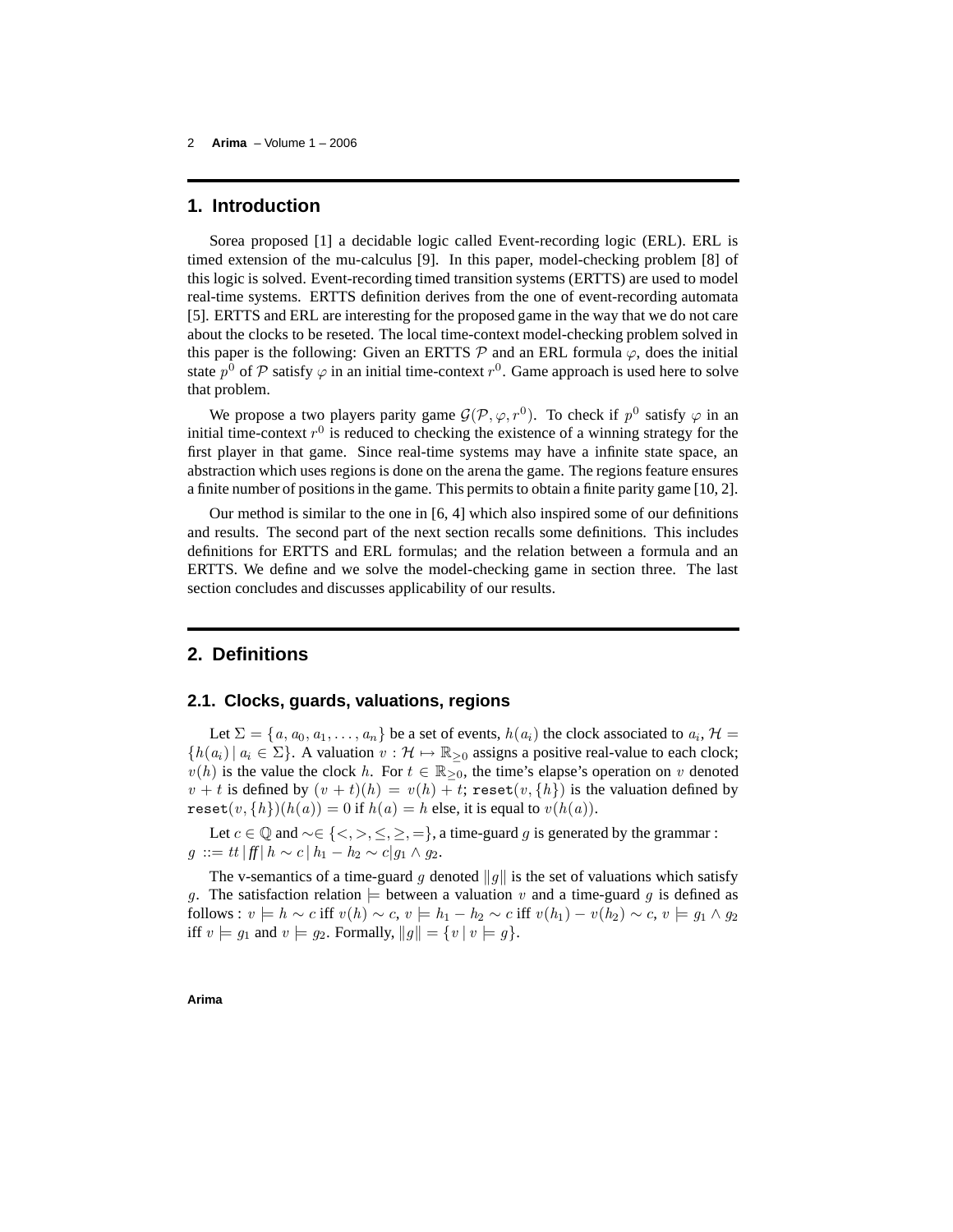## 1. Introduction

Sorea proposed [1] a decidable logic called Event-recording logic (ERL). ERL is timed extension of the mu-calculus [9]. In this paper, model-checking problem [8] of this logic is solved. Event-recording timed transition systems (ERTTS) are used to model real-time systems. ERTTS definition derives from the one of event-recording automata [5]. ERTTS and ERL are interesting for the proposed game in the way that we do not care about the clocks to be reseted. The local time-context model-checking problem solved in this paper is the following: Given an ERTTS $\mathcal{P}$ and an ERL formula $\varphi$, does the initial state $p^0$ of $\mathcal{P}$ satisfy $\varphi$ in an initial time-context $r^0$. Game approach is used here to solve that problem.

We propose a two players parity game $\mathcal{G}(\mathcal{P}, \varphi, r^0)$. To check if $p^0$ satisfy $\varphi$ in an initial time-context $r^0$ is reduced to checking the existence of a winning strategy for the first player in that game. Since real-time systems may have a infinite state space, an abstraction which uses regions is done on the arena the game. The regions feature ensures a finite number of positions in the game. This permits to obtain a finite parity game [10, 2].

Our method is similar to the one in [6, 4] which also inspired some of our definitions and results. The second part of the next section recalls some definitions. This includes definitions for ERTTS and ERL formulas; and the relation between a formula and an ERTTS. We define and we solve the model-checking game in section three. The last section concludes and discusses applicability of our results.

## 2. Definitions

### 2.1. Clocks, guards, valuations, regions

Let $\Sigma = \{a, a_0, a_1, \ldots, a_n\}$ be a set of events, $h(a_i)$ the clock associated to $a_i$, $\mathcal{H} = \{h(a_i) \mid a_i \in \Sigma\}$. A valuation $v : \mathcal{H} \mapsto \mathbb{R}_{\geq 0}$ assigns a positive real-value to each clock; $v(h)$ is the value the clock $h$. For $t \in \mathbb{R}_{\geq 0}$, the time's elapse's operation on $v$ denoted $v + t$ is defined by $(v + t)(h) = v(h) + t$; $\texttt{reset}(v, \{h\})$ is the valuation defined by $\texttt{reset}(v, \{h\})(h(a)) = 0$ if $h(a) = h$ else, it is equal to $v(h(a))$.

Let $c \in \mathbb{Q}$ and $\sim \in \{<, >, \leq, \geq, =\}$, a time-guard $g$ is generated by the grammar : $g ::= tt \,|\, f\!f \,|\, h \sim c \,|\, h_1 - h_2 \sim c | g_1 \wedge g_2$.

The v-semantics of a time-guard $g$ denoted $\|g\|$ is the set of valuations which satisfy $g$. The satisfaction relation $\models$ between a valuation $v$ and a time-guard $g$ is defined as follows : $v \models h \sim c$ iff $v(h) \sim c$, $v \models h_1 - h_2 \sim c$ iff $v(h_1) - v(h_2) \sim c$, $v \models g_1 \wedge g_2$ iff $v \models g_1$ and $v \models g_2$. Formally, $\|g\| = \{v \mid v \models g\}$.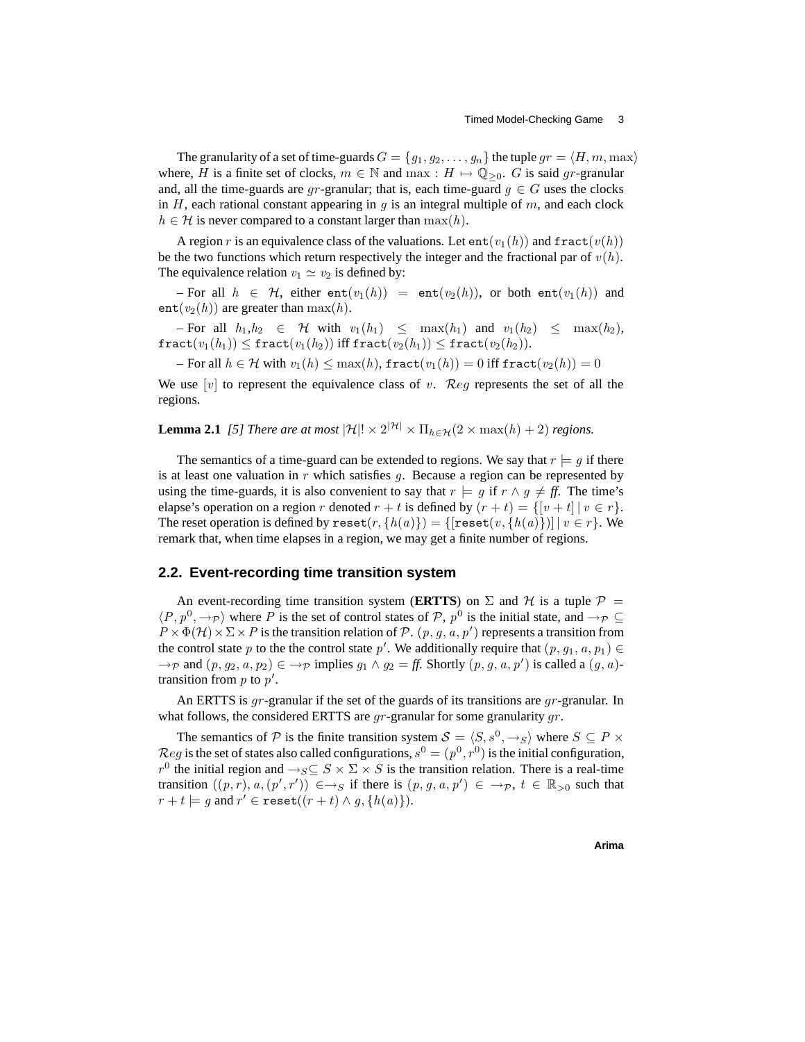The granularity of a set of time-guards $G = \{g_1, g_2, \ldots, g_n\}$ the tuple $gr = \langle H, m, \max\rangle$ where, $H$ is a finite set of clocks, $m \in \mathbb{N}$ and $\max : H \mapsto \mathbb{Q}_{\geq 0}$. $G$ is said $gr$-granular and, all the time-guards are $gr$-granular; that is, each time-guard $g \in G$ uses the clocks in $H$, each rational constant appearing in $g$ is an integral multiple of $m$, and each clock $h \in \mathcal{H}$ is never compared to a constant larger than $\max(h)$.

A region $r$ is an equivalence class of the valuations. Let $\mathtt{ent}(v_1(h))$ and $\mathtt{fract}(v(h))$ be the two functions which return respectively the integer and the fractional par of $v(h)$. The equivalence relation $v_1 \simeq v_2$ is defined by:

– For all $h \in \mathcal{H}$, either $\mathtt{ent}(v_1(h)) = \mathtt{ent}(v_2(h))$, or both $\mathtt{ent}(v_1(h))$ and $\mathtt{ent}(v_2(h))$ are greater than $\max(h)$.

– For all $h_1, h_2 \in \mathcal{H}$ with $v_1(h_1) \leq \max(h_1)$ and $v_1(h_2) \leq \max(h_2)$, $\mathtt{fract}(v_1(h_1)) \leq \mathtt{fract}(v_1(h_2))$ iff $\mathtt{fract}(v_2(h_1)) \leq \mathtt{fract}(v_2(h_2))$.

– For all $h \in \mathcal{H}$ with $v_1(h) \leq \max(h)$, $\mathtt{fract}(v_1(h)) = 0$ iff $\mathtt{fract}(v_2(h)) = 0$

We use $[v]$ to represent the equivalence class of $v$. $\mathcal{R}eg$ represents the set of all the regions.

**Lemma 2.1** *[5] There are at most* $|\mathcal{H}|! \times 2^{|\mathcal{H}|} \times \Pi_{h\in\mathcal{H}}(2 \times \max(h) + 2)$ *regions.*

The semantics of a time-guard can be extended to regions. We say that $r \models g$ if there is at least one valuation in $r$ which satisfies $g$. Because a region can be represented by using the time-guards, it is also convenient to say that $r \models g$ if $r \wedge g \neq \mathit{ff}$. The time's elapse's operation on a region $r$ denoted $r + t$ is defined by $(r + t) = \{[v + t] \mid v \in r\}$. The reset operation is defined by $\mathtt{reset}(r, \{h(a)\}) = \{[\mathtt{reset}(v, \{h(a)\})] \mid v \in r\}$. We remark that, when time elapses in a region, we may get a finite number of regions.

## 2.2. Event-recording time transition system

An event-recording time transition system (**ERTTS**) on $\Sigma$ and $\mathcal{H}$ is a tuple $\mathcal{P} = \langle P, p^0, \rightarrow_{\mathcal{P}}\rangle$ where $P$ is the set of control states of $\mathcal{P}$, $p^0$ is the initial state, and $\rightarrow_{\mathcal{P}} \subseteq P \times \Phi(\mathcal{H}) \times \Sigma \times P$ is the transition relation of $\mathcal{P}$. $(p, g, a, p')$ represents a transition from the control state $p$ to the the control state $p'$. We additionally require that $(p, g_1, a, p_1) \in \rightarrow_{\mathcal{P}}$ and $(p, g_2, a, p_2) \in \rightarrow_{\mathcal{P}}$ implies $g_1 \wedge g_2 = \mathit{ff}$. Shortly $(p, g, a, p')$ is called a $(g, a)$-transition from $p$ to $p'$.

An ERTTS is $gr$-granular if the set of the guards of its transitions are $gr$-granular. In what follows, the considered ERTTS are $gr$-granular for some granularity $gr$.

The semantics of $\mathcal{P}$ is the finite transition system $\mathcal{S} = \langle S, s^0, \rightarrow_S\rangle$ where $S \subseteq P \times \mathcal{R}eg$ is the set of states also called configurations, $s^0 = (p^0, r^0)$ is the initial configuration, $r^0$ the initial region and $\rightarrow_S \subseteq S \times \Sigma \times S$ is the transition relation. There is a real-time transition $((p, r), a, (p', r')) \in \rightarrow_S$ if there is $(p, g, a, p') \in \rightarrow_{\mathcal{P}}$, $t \in \mathbb{R}_{>0}$ such that $r + t \models g$ and $r' \in \mathtt{reset}((r + t) \wedge g, \{h(a)\})$.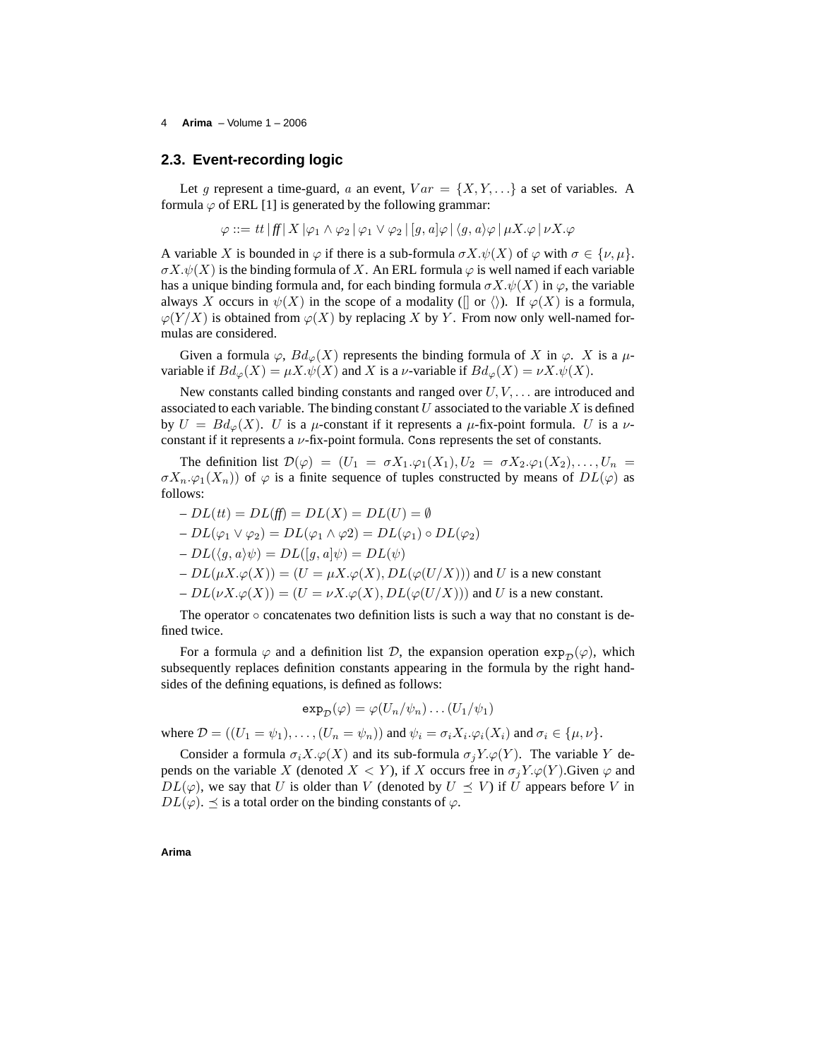## 2.3. Event-recording logic

Let $g$ represent a time-guard, $a$ an event, $Var = \{X, Y, \ldots\}$ a set of variables. A formula $\varphi$ of ERL [1] is generated by the following grammar:

$$\varphi ::= tt \,|\, ff \,|\, X \,|\varphi_1 \wedge \varphi_2 \,|\, \varphi_1 \vee \varphi_2 \,|\, [g, a]\varphi \,|\, \langle g, a\rangle\varphi \,|\, \mu X.\varphi \,|\, \nu X.\varphi$$

A variable $X$ is bounded in $\varphi$ if there is a sub-formula $\sigma X.\psi(X)$ of $\varphi$ with $\sigma \in \{\nu, \mu\}$. $\sigma X.\psi(X)$ is the binding formula of $X$. An ERL formula $\varphi$ is well named if each variable has a unique binding formula and, for each binding formula $\sigma X.\psi(X)$ in $\varphi$, the variable always $X$ occurs in $\psi(X)$ in the scope of a modality ($[]$ or $\langle\rangle$). If $\varphi(X)$ is a formula, $\varphi(Y/X)$ is obtained from $\varphi(X)$ by replacing $X$ by $Y$. From now only well-named formulas are considered.

Given a formula $\varphi$, $Bd_\varphi(X)$ represents the binding formula of $X$ in $\varphi$. $X$ is a $\mu$-variable if $Bd_\varphi(X) = \mu X.\psi(X)$ and $X$ is a $\nu$-variable if $Bd_\varphi(X) = \nu X.\psi(X)$.

New constants called binding constants and ranged over $U, V, \ldots$ are introduced and associated to each variable. The binding constant $U$ associated to the variable $X$ is defined by $U = Bd_\varphi(X)$. $U$ is a $\mu$-constant if it represents a $\mu$-fix-point formula. $U$ is a $\nu$-constant if it represents a $\nu$-fix-point formula. Cons represents the set of constants.

The definition list $\mathcal{D}(\varphi) = (U_1 = \sigma X_1.\varphi_1(X_1), U_2 = \sigma X_2.\varphi_1(X_2), \ldots, U_n = \sigma X_n.\varphi_1(X_n))$ of $\varphi$ is a finite sequence of tuples constructed by means of $DL(\varphi)$ as follows:

- $DL(tt) = DL(ff) = DL(X) = DL(U) = \emptyset$
- $DL(\varphi_1 \vee \varphi_2) = DL(\varphi_1 \wedge \varphi 2) = DL(\varphi_1) \circ DL(\varphi_2)$
- $DL(\langle g, a\rangle\psi) = DL([g, a]\psi) = DL(\psi)$
- $DL(\mu X.\varphi(X)) = (U = \mu X.\varphi(X), DL(\varphi(U/X)))$ and $U$ is a new constant
- $DL(\nu X.\varphi(X)) = (U = \nu X.\varphi(X), DL(\varphi(U/X)))$ and $U$ is a new constant.

The operator $\circ$ concatenates two definition lists is such a way that no constant is defined twice.

For a formula $\varphi$ and a definition list $\mathcal{D}$, the expansion operation $\mathtt{exp}_{\mathcal{D}}(\varphi)$, which subsequently replaces definition constants appearing in the formula by the right hand-sides of the defining equations, is defined as follows:

$$\mathtt{exp}_{\mathcal{D}}(\varphi) = \varphi(U_n/\psi_n) \ldots (U_1/\psi_1)$$

where $\mathcal{D} = ((U_1 = \psi_1), \ldots, (U_n = \psi_n))$ and $\psi_i = \sigma_i X_i.\varphi_i(X_i)$ and $\sigma_i \in \{\mu, \nu\}$.

Consider a formula $\sigma_i X.\varphi(X)$ and its sub-formula $\sigma_j Y.\varphi(Y)$. The variable $Y$ depends on the variable $X$ (denoted $X < Y$), if $X$ occurs free in $\sigma_j Y.\varphi(Y)$.Given $\varphi$ and $DL(\varphi)$, we say that $U$ is older than $V$ (denoted by $U \preceq V$) if $U$ appears before $V$ in $DL(\varphi)$. $\preceq$ is a total order on the binding constants of $\varphi$.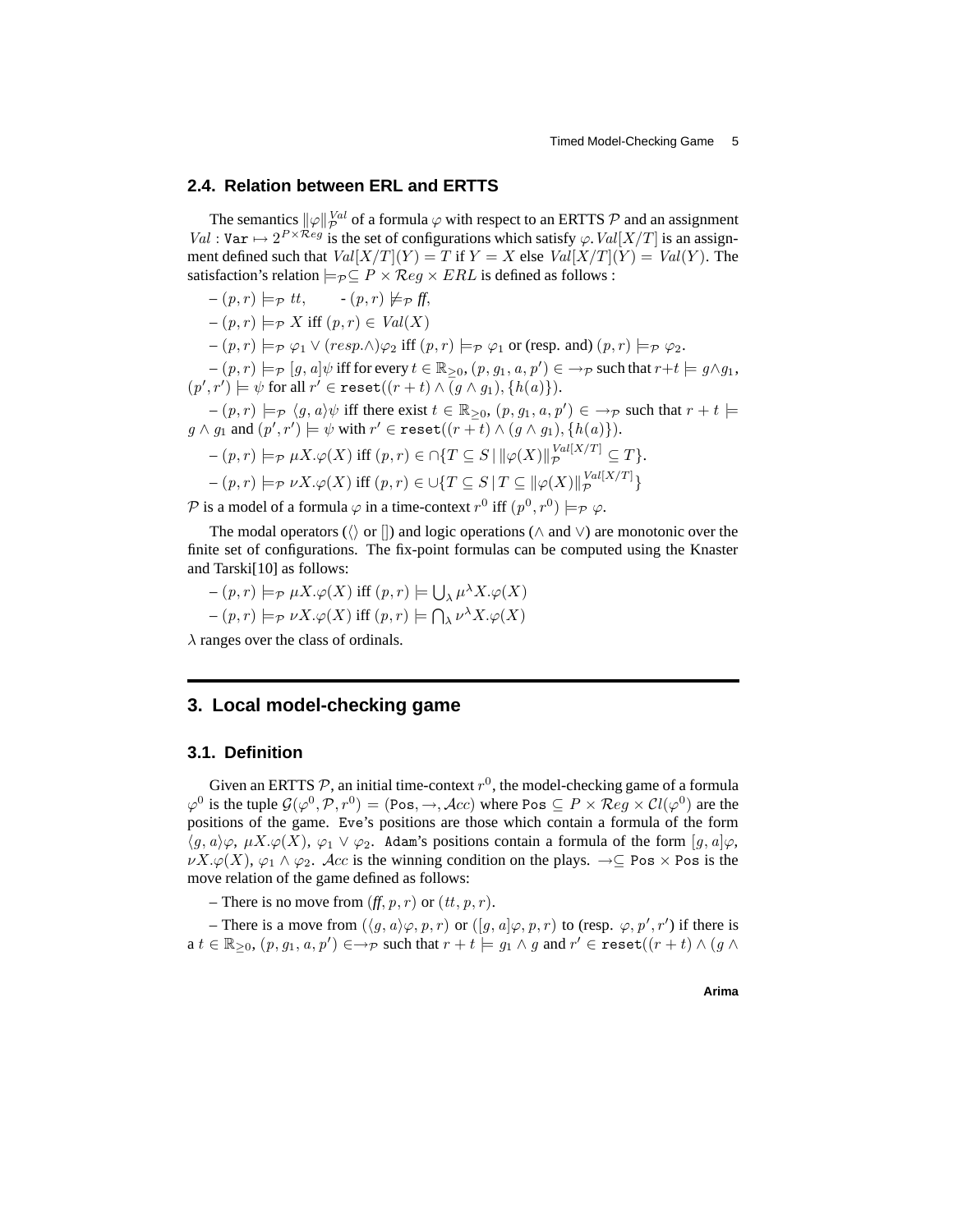## 2.4. Relation between ERL and ERTTS

The semantics $\|\varphi\|_{\mathcal{P}}^{Val}$ of a formula $\varphi$ with respect to an ERTTS $\mathcal{P}$ and an assignment $Val : \mathtt{Var} \mapsto 2^{P\times \mathcal{R}eg}$ is the set of configurations which satisfy $\varphi$. $Val[X/T]$ is an assignment defined such that $Val[X/T](Y) = T$ if $Y = X$ else $Val[X/T](Y) = Val(Y)$. The satisfaction's relation $\models_{\mathcal{P}} \subseteq P \times \mathcal{R}eg \times ERL$ is defined as follows :

– $(p, r) \models_{\mathcal{P}} tt$, - $(p, r) \not\models_{\mathcal{P}} ff$,

– $(p, r) \models_{\mathcal{P}} X$ iff $(p, r) \in Val(X)$

– $(p, r) \models_{\mathcal{P}} \varphi_1 \vee (resp. \wedge) \varphi_2$ iff $(p, r) \models_{\mathcal{P}} \varphi_1$ or (resp. and) $(p, r) \models_{\mathcal{P}} \varphi_2$.

– $(p, r) \models_{\mathcal{P}} [g, a]\psi$ iff for every $t \in \mathbb{R}_{\geq 0}$, $(p, g_1, a, p') \in \rightarrow_{\mathcal{P}}$ such that $r + t \models g \wedge g_1$, $(p', r') \models \psi$ for all $r' \in \mathtt{reset}((r + t) \wedge (g \wedge g_1), \{h(a)\})$.

– $(p, r) \models_{\mathcal{P}} \langle g, a\rangle\psi$ iff there exist $t \in \mathbb{R}_{\geq 0}$, $(p, g_1, a, p') \in \rightarrow_{\mathcal{P}}$ such that $r + t \models g \wedge g_1$ and $(p', r') \models \psi$ with $r' \in \mathtt{reset}((r + t) \wedge (g \wedge g_1), \{h(a)\})$.

– $(p, r) \models_{\mathcal{P}} \mu X.\varphi(X)$ iff $(p, r) \in \cap\{T \subseteq S \mid \|\varphi(X)\|_{\mathcal{P}}^{Val[X/T]} \subseteq T\}$.

– $(p, r) \models_{\mathcal{P}} \nu X.\varphi(X)$ iff $(p, r) \in \cup\{T \subseteq S \mid T \subseteq \|\varphi(X)\|_{\mathcal{P}}^{Val[X/T]}\}$

$\mathcal{P}$ is a model of a formula $\varphi$ in a time-context $r^0$ iff $(p^0, r^0) \models_{\mathcal{P}} \varphi$.

The modal operators ($\langle\rangle$ or $[]$) and logic operations ($\wedge$ and $\vee$) are monotonic over the finite set of configurations. The fix-point formulas can be computed using the Knaster and Tarski[10] as follows:

– $(p, r) \models_{\mathcal{P}} \mu X.\varphi(X)$ iff $(p, r) \models \bigcup_{\lambda} \mu^{\lambda} X.\varphi(X)$

– $(p, r) \models_{\mathcal{P}} \nu X.\varphi(X)$ iff $(p, r) \models \bigcap_{\lambda} \nu^{\lambda} X.\varphi(X)$

$\lambda$ ranges over the class of ordinals.

# 3. Local model-checking game

## 3.1. Definition

Given an ERTTS $\mathcal{P}$, an initial time-context $r^0$, the model-checking game of a formula $\varphi^0$ is the tuple $\mathcal{G}(\varphi^0, \mathcal{P}, r^0) = (\mathtt{Pos}, \rightarrow, \mathcal{A}cc)$ where $\mathtt{Pos} \subseteq P \times \mathcal{R}eg \times \mathcal{C}l(\varphi^0)$ are the positions of the game. Eve's positions are those which contain a formula of the form $\langle g, a\rangle\varphi$, $\mu X.\varphi(X)$, $\varphi_1 \vee \varphi_2$. Adam's positions contain a formula of the form $[g, a]\varphi$, $\nu X.\varphi(X)$, $\varphi_1 \wedge \varphi_2$. $\mathcal{A}cc$ is the winning condition on the plays. $\rightarrow \subseteq \mathtt{Pos} \times \mathtt{Pos}$ is the move relation of the game defined as follows:

– There is no move from $(ff, p, r)$ or $(tt, p, r)$.

– There is a move from $(\langle g, a\rangle\varphi, p, r)$ or $([g, a]\varphi, p, r)$ to (resp. $\varphi, p', r'$) if there is a $t \in \mathbb{R}_{\geq 0}$, $(p, g_1, a, p') \in \rightarrow_{\mathcal{P}}$ such that $r + t \models g_1 \wedge g$ and $r' \in \mathtt{reset}((r + t) \wedge (g \wedge$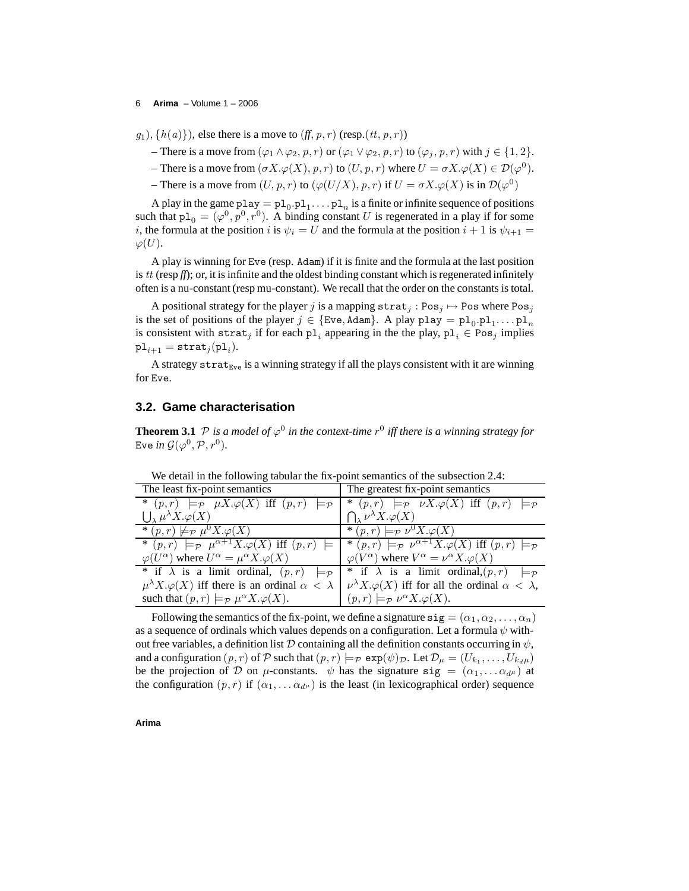$g_1), \{h(a)\})$, else there is a move to $(ff, p, r)$ (resp.$(tt, p, r)$)

– There is a move from $(\varphi_1 \wedge \varphi_2, p, r)$ or $(\varphi_1 \vee \varphi_2, p, r)$ to $(\varphi_j, p, r)$ with $j \in \{1, 2\}$.

– There is a move from $(\sigma X.\varphi(X), p, r)$ to $(U, p, r)$ where $U = \sigma X.\varphi(X) \in \mathcal{D}(\varphi^0)$.

– There is a move from $(U, p, r)$ to $(\varphi(U/X), p, r)$ if $U = \sigma X.\varphi(X)$ is in $\mathcal{D}(\varphi^0)$

A play in the game $\mathtt{play} = \mathtt{pl}_0.\mathtt{pl}_1.\ldots.\mathtt{pl}_n$ is a finite or infinite sequence of positions such that $\mathtt{pl}_0 = (\varphi^0, p^0, r^0)$. A binding constant $U$ is regenerated in a play if for some $i$, the formula at the position $i$ is $\psi_i = U$ and the formula at the position $i + 1$ is $\psi_{i+1} = \varphi(U)$.

A play is winning for Eve (resp. Adam) if it is finite and the formula at the last position is $tt$ (resp $ff$); or, it is infinite and the oldest binding constant which is regenerated infinitely often is a nu-constant (resp mu-constant). We recall that the order on the constants is total.

A positional strategy for the player $j$ is a mapping $\mathtt{strat}_j : \mathtt{Pos}_j \mapsto \mathtt{Pos}$ where $\mathtt{Pos}_j$ is the set of positions of the player $j \in \{\mathtt{Eve}, \mathtt{Adam}\}$. A play $\mathtt{play} = \mathtt{pl}_0.\mathtt{pl}_1.\ldots.\mathtt{pl}_n$ is consistent with $\mathtt{strat}_j$ if for each $\mathtt{pl}_i$ appearing in the the play, $\mathtt{pl}_i \in \mathtt{Pos}_j$ implies $\mathtt{pl}_{i+1} = \mathtt{strat}_j(\mathtt{pl}_i)$.

A strategy $\mathtt{strat}_{\mathtt{Eve}}$ is a winning strategy if all the plays consistent with it are winning for Eve.

## 3.2. Game characterisation

**Theorem 3.1** *$\mathcal{P}$ is a model of $\varphi^0$ in the context-time $r^0$ iff there is a winning strategy for* Eve *in $\mathcal{G}(\varphi^0, \mathcal{P}, r^0)$.*

We detail in the following tabular the fix-point semantics of the subsection 2.4:

| The least fix-point semantics | The greatest fix-point semantics |
| --- | --- |
| * $(p, r) \models_{\mathcal{P}} \mu X.\varphi(X)$ iff $(p, r) \models_{\mathcal{P}} \bigcup_\lambda \mu^\lambda X.\varphi(X)$ | * $(p, r) \models_{\mathcal{P}} \nu X.\varphi(X)$ iff $(p, r) \models_{\mathcal{P}} \bigcap_\lambda \nu^\lambda X.\varphi(X)$ |
| * $(p, r) \not\models_{\mathcal{P}} \mu^0 X.\varphi(X)$ | * $(p, r) \models_{\mathcal{P}} \nu^0 X.\varphi(X)$ |
| * $(p, r) \models_{\mathcal{P}} \mu^{\alpha+1} X.\varphi(X)$ iff $(p, r) \models \varphi(U^\alpha)$ where $U^\alpha = \mu^\alpha X.\varphi(X)$ | * $(p, r) \models_{\mathcal{P}} \nu^{\alpha+1} X.\varphi(X)$ iff $(p, r) \models_{\mathcal{P}} \varphi(V^\alpha)$ where $V^\alpha = \nu^\alpha X.\varphi(X)$ |
| * if $\lambda$ is a limit ordinal, $(p, r) \models_{\mathcal{P}} \mu^\lambda X.\varphi(X)$ iff there is an ordinal $\alpha < \lambda$ such that $(p, r) \models_{\mathcal{P}} \mu^\alpha X.\varphi(X)$. | * if $\lambda$ is a limit ordinal, $(p, r) \models_{\mathcal{P}} \nu^\lambda X.\varphi(X)$ iff for all the ordinal $\alpha < \lambda$, $(p, r) \models_{\mathcal{P}} \nu^\alpha X.\varphi(X)$. |

Following the semantics of the fix-point, we define a signature $\mathtt{sig} = (\alpha_1, \alpha_2, \ldots, \alpha_n)$ as a sequence of ordinals which values depends on a configuration. Let a formula $\psi$ without free variables, a definition list $\mathcal{D}$ containing all the definition constants occurring in $\psi$, and a configuration $(p, r)$ of $\mathcal{P}$ such that $(p, r) \models_{\mathcal{P}} \mathtt{exp}(\psi)_{\mathcal{D}}$. Let $\mathcal{D}_\mu = (U_{k_1}, \ldots, U_{k_d\mu})$ be the projection of $\mathcal{D}$ on $\mu$-constants. $\psi$ has the signature $\mathtt{sig} = (\alpha_1, \ldots \alpha_{d^\mu})$ at the configuration $(p, r)$ if $(\alpha_1, \ldots \alpha_{d^\mu})$ is the least (in lexicographical order) sequence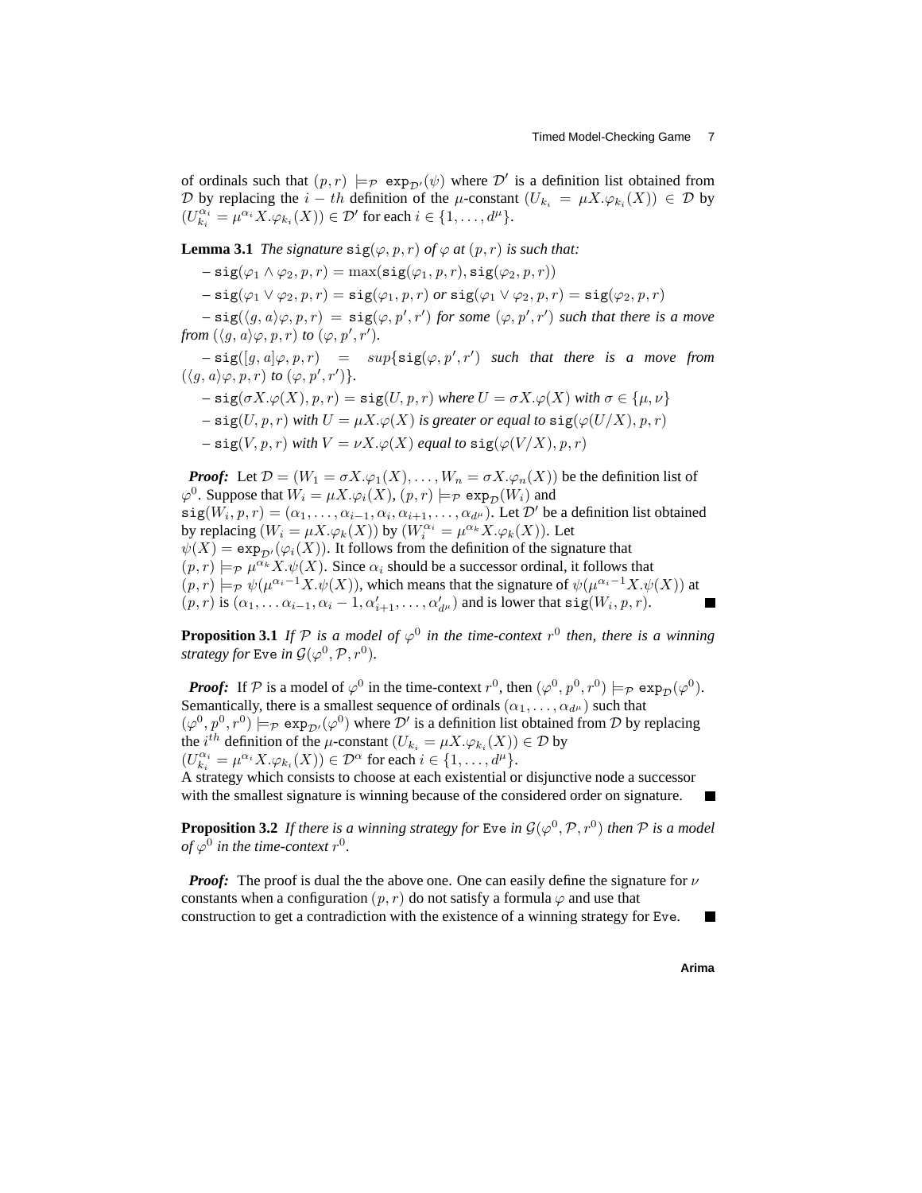of ordinals such that $(p, r) \models_{\mathcal{P}} \mathtt{exp}_{\mathcal{D}'}(\psi)$ where $\mathcal{D}'$ is a definition list obtained from $\mathcal{D}$ by replacing the $i-th$ definition of the $\mu$-constant $(U_{k_i} = \mu X.\varphi_{k_i}(X)) \in \mathcal{D}$ by $(U_{k_i}^{\alpha_i} = \mu^{\alpha_i} X.\varphi_{k_i}(X)) \in \mathcal{D}'$ for each $i \in \{1, \ldots, d^\mu\}$.

**Lemma 3.1** *The signature* $\mathtt{sig}(\varphi, p, r)$ *of* $\varphi$ *at* $(p, r)$ *is such that:*

– $\mathtt{sig}(\varphi_1 \wedge \varphi_2, p, r) = \max(\mathtt{sig}(\varphi_1, p, r), \mathtt{sig}(\varphi_2, p, r))$

– $\mathtt{sig}(\varphi_1 \vee \varphi_2, p, r) = \mathtt{sig}(\varphi_1, p, r)$ *or* $\mathtt{sig}(\varphi_1 \vee \varphi_2, p, r) = \mathtt{sig}(\varphi_2, p, r)$

– $\mathtt{sig}(\langle g, a\rangle\varphi, p, r) = \mathtt{sig}(\varphi, p', r')$ *for some* $(\varphi, p', r')$ *such that there is a move from* $(\langle g, a\rangle\varphi, p, r)$ *to* $(\varphi, p', r')$*.*

– $\mathtt{sig}([g, a]\varphi, p, r) = sup\{\mathtt{sig}(\varphi, p', r')$ *such that there is a move from* $(\langle g, a\rangle\varphi, p, r)$ *to* $(\varphi, p', r')\}$*.*

– $\mathtt{sig}(\sigma X.\varphi(X), p, r) = \mathtt{sig}(U, p, r)$ *where* $U = \sigma X.\varphi(X)$ *with* $\sigma \in \{\mu, \nu\}$

– $\mathtt{sig}(U, p, r)$ *with* $U = \mu X.\varphi(X)$ *is greater or equal to* $\mathtt{sig}(\varphi(U/X), p, r)$

– $\mathtt{sig}(V, p, r)$ *with* $V = \nu X.\varphi(X)$ *equal to* $\mathtt{sig}(\varphi(V/X), p, r)$

***Proof:*** Let $\mathcal{D} = (W_1 = \sigma X.\varphi_1(X), \ldots, W_n = \sigma X.\varphi_n(X))$ be the definition list of $\varphi^0$. Suppose that $W_i = \mu X.\varphi_i(X)$, $(p, r) \models_{\mathcal{P}} \mathtt{exp}_{\mathcal{D}}(W_i)$ and $\mathtt{sig}(W_i, p, r) = (\alpha_1, \ldots, \alpha_{i-1}, \alpha_i, \alpha_{i+1}, \ldots, \alpha_{d^\mu})$. Let $\mathcal{D}'$ be a definition list obtained by replacing $(W_i = \mu X.\varphi_k(X))$ by $(W_i^{\alpha_i} = \mu^{\alpha_k} X.\varphi_k(X))$. Let $\psi(X) = \mathtt{exp}_{\mathcal{D}'}(\varphi_i(X))$. It follows from the definition of the signature that $(p, r) \models_{\mathcal{P}} \mu^{\alpha_k} X.\psi(X)$. Since $\alpha_i$ should be a successor ordinal, it follows that $(p, r) \models_{\mathcal{P}} \psi(\mu^{\alpha_i - 1} X.\psi(X))$, which means that the signature of $\psi(\mu^{\alpha_i - 1} X.\psi(X))$ at $(p, r)$ is $(\alpha_1, \ldots \alpha_{i-1}, \alpha_i - 1, \alpha'_{i+1}, \ldots, \alpha'_{d^\mu})$ and is lower that $\mathtt{sig}(W_i, p, r)$. ■

**Proposition 3.1** *If* $\mathcal{P}$ *is a model of* $\varphi^0$ *in the time-context* $r^0$ *then, there is a winning strategy for* Eve *in* $\mathcal{G}(\varphi^0, \mathcal{P}, r^0)$*.*

***Proof:*** If $\mathcal{P}$ is a model of $\varphi^0$ in the time-context $r^0$, then $(\varphi^0, p^0, r^0) \models_{\mathcal{P}} \mathtt{exp}_{\mathcal{D}}(\varphi^0)$. Semantically, there is a smallest sequence of ordinals $(\alpha_1, \ldots, \alpha_{d^\mu})$ such that $(\varphi^0, p^0, r^0) \models_{\mathcal{P}} \mathtt{exp}_{\mathcal{D}'}(\varphi^0)$ where $\mathcal{D}'$ is a definition list obtained from $\mathcal{D}$ by replacing the $i^{th}$ definition of the $\mu$-constant $(U_{k_i} = \mu X.\varphi_{k_i}(X)) \in \mathcal{D}$ by $(U_{k_i}^{\alpha_i} = \mu^{\alpha_i} X.\varphi_{k_i}(X)) \in \mathcal{D}^\alpha$ for each $i \in \{1, \ldots, d^\mu\}$.
A strategy which consists to choose at each existential or disjunctive node a successor with the smallest signature is winning because of the considered order on signature. ■

**Proposition 3.2** *If there is a winning strategy for* Eve *in* $\mathcal{G}(\varphi^0, \mathcal{P}, r^0)$ *then* $\mathcal{P}$ *is a model of* $\varphi^0$ *in the time-context* $r^0$*.*

***Proof:*** The proof is dual the the above one. One can easily define the signature for $\nu$ constants when a configuration $(p, r)$ do not satisfy a formula $\varphi$ and use that construction to get a contradiction with the existence of a winning strategy for Eve. ■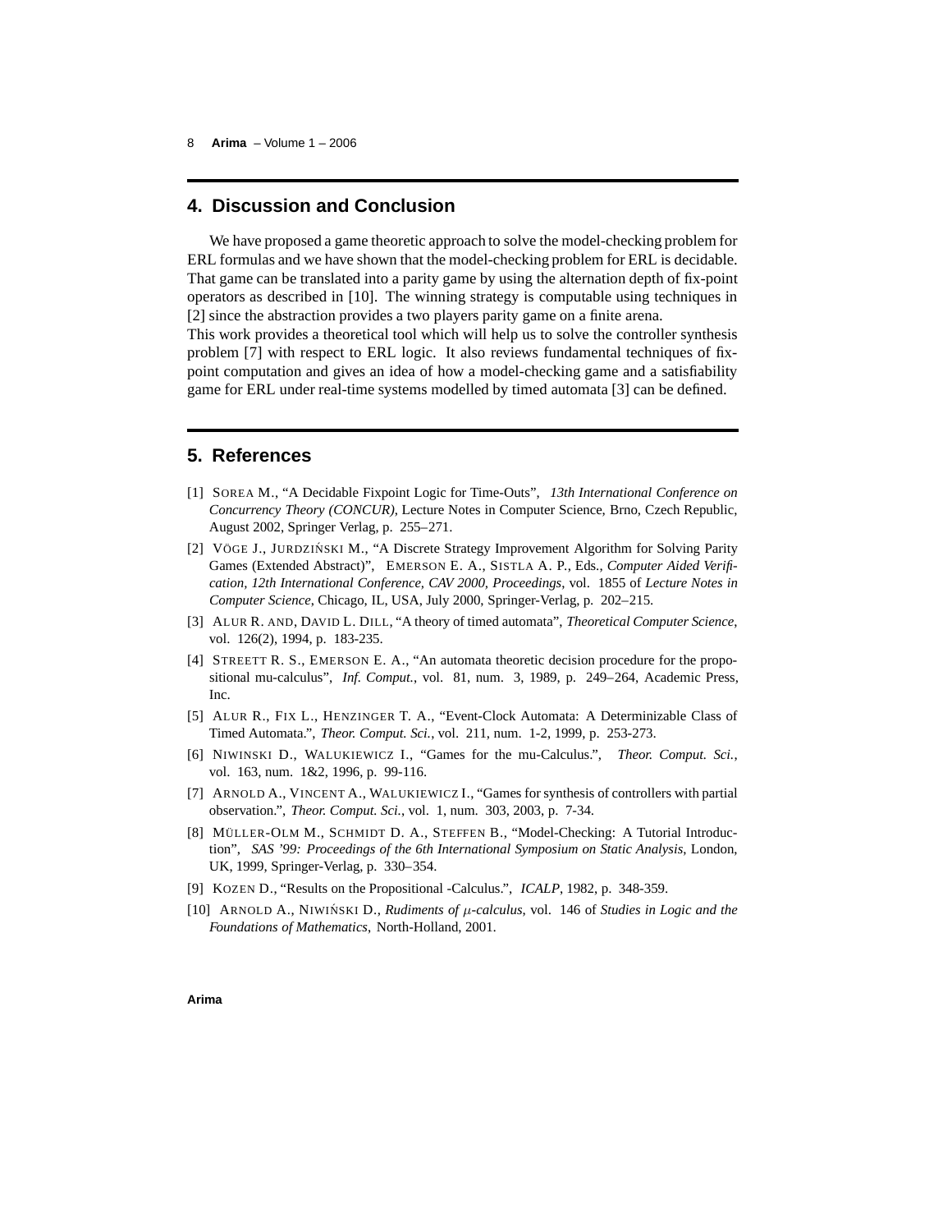## 4. Discussion and Conclusion

We have proposed a game theoretic approach to solve the model-checking problem for ERL formulas and we have shown that the model-checking problem for ERL is decidable. That game can be translated into a parity game by using the alternation depth of fix-point operators as described in [10]. The winning strategy is computable using techniques in [2] since the abstraction provides a two players parity game on a finite arena.

This work provides a theoretical tool which will help us to solve the controller synthesis problem [7] with respect to ERL logic. It also reviews fundamental techniques of fix-point computation and gives an idea of how a model-checking game and a satisfiability game for ERL under real-time systems modelled by timed automata [3] can be defined.

## 5. References

[1] SOREA M., "A Decidable Fixpoint Logic for Time-Outs", *13th International Conference on Concurrency Theory (CONCUR)*, Lecture Notes in Computer Science, Brno, Czech Republic, August 2002, Springer Verlag, p. 255–271.

[2] VÖGE J., JURDZIŃSKI M., "A Discrete Strategy Improvement Algorithm for Solving Parity Games (Extended Abstract)", EMERSON E. A., SISTLA A. P., Eds., *Computer Aided Verification, 12th International Conference, CAV 2000, Proceedings*, vol. 1855 of *Lecture Notes in Computer Science*, Chicago, IL, USA, July 2000, Springer-Verlag, p. 202–215.

[3] ALUR R. AND, DAVID L. DILL, "A theory of timed automata", *Theoretical Computer Science*, vol. 126(2), 1994, p. 183-235.

[4] STREETT R. S., EMERSON E. A., "An automata theoretic decision procedure for the propositional mu-calculus", *Inf. Comput.*, vol. 81, num. 3, 1989, p. 249–264, Academic Press, Inc.

[5] ALUR R., FIX L., HENZINGER T. A., "Event-Clock Automata: A Determinizable Class of Timed Automata.", *Theor. Comput. Sci.*, vol. 211, num. 1-2, 1999, p. 253-273.

[6] NIWINSKI D., WALUKIEWICZ I., "Games for the mu-Calculus.", *Theor. Comput. Sci.*, vol. 163, num. 1&2, 1996, p. 99-116.

[7] ARNOLD A., VINCENT A., WALUKIEWICZ I., "Games for synthesis of controllers with partial observation.", *Theor. Comput. Sci.*, vol. 1, num. 303, 2003, p. 7-34.

[8] MÜLLER-OLM M., SCHMIDT D. A., STEFFEN B., "Model-Checking: A Tutorial Introduction", *SAS '99: Proceedings of the 6th International Symposium on Static Analysis*, London, UK, 1999, Springer-Verlag, p. 330–354.

[9] KOZEN D., "Results on the Propositional -Calculus.", *ICALP*, 1982, p. 348-359.

[10] ARNOLD A., NIWIŃSKI D., *Rudiments of $\mu$-calculus*, vol. 146 of *Studies in Logic and the Foundations of Mathematics*, North-Holland, 2001.